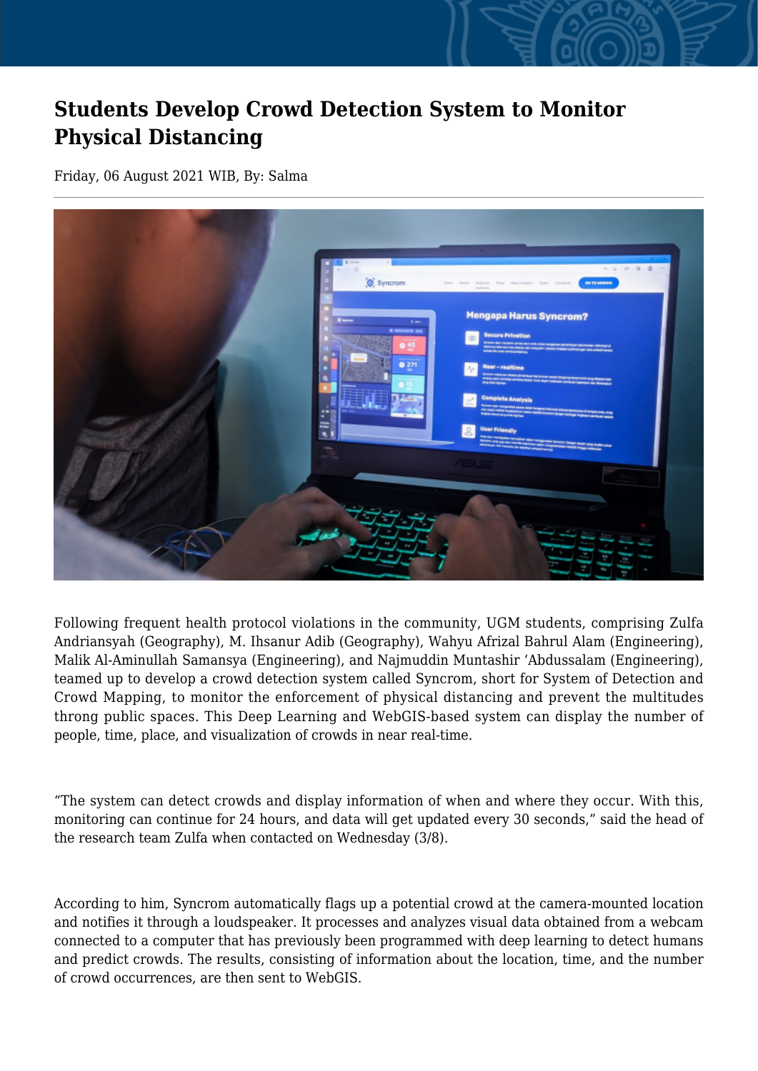# Students Develop Crowd Detection System to Monitor Physical Distancing

Friday, 06 August 2021 WIB, By: Salma

Following frequent health protocol violations in the community, UGM students, comprising Zulfa Andriansyah (Geography), M. Ihsanur Adib (Geography), Wahyu Afrizal Bahrul Alam (Engineering), Malik Al-Aminullah Samansya (Engineering), and Najmuddin Muntashir 'Abdussalam (Engineering), teamed up to develop a crowd detection system called Syncrom, short for System of Detection and Crowd Mapping, to monitor the enforcement of physical distancing and prevent the multitudes throng public spaces. This Deep Learning and WebGIS-based system can display the number of people, time, place, and visualization of crowds in near real-time.

"The system can detect crowds and display information of when and where they occur. With this, monitoring can continue for 24 hours, and data will get updated every 30 seconds," said the head of the research team Zulfa when contacted on Wednesday (3/8).

According to him, Syncrom automatically flags up a potential crowd at the camera-mounted location and notifies it through a loudspeaker. It processes and analyzes visual data obtained from a webcam connected to a computer that has previously been programmed with deep learning to detect humans and predict crowds. The results, consisting of information about the location, time, and the number of crowd occurrences, are then sent to WebGIS.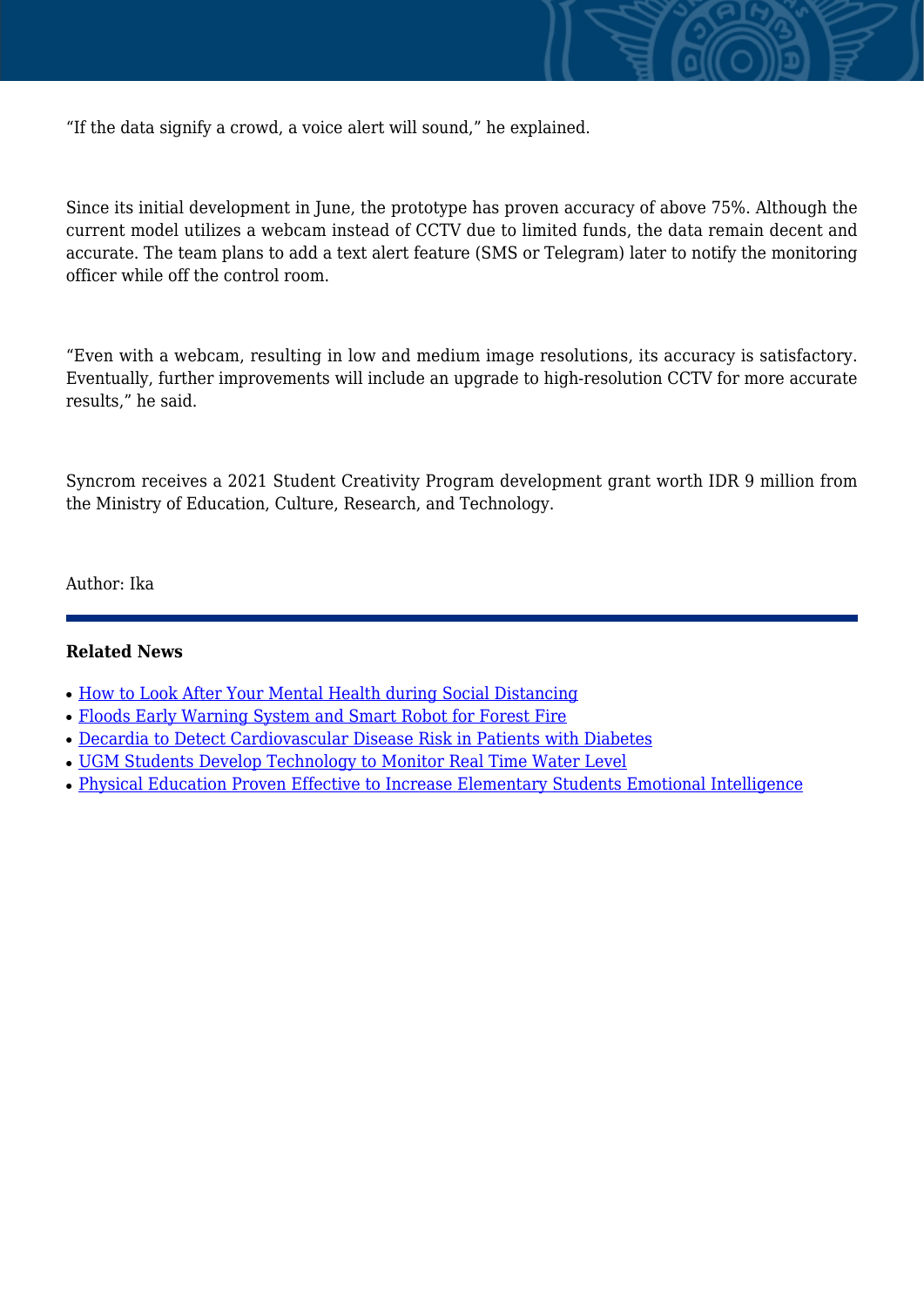"If the data signify a crowd, a voice alert will sound," he explained.

Since its initial development in June, the prototype has proven accuracy of above 75%. Although the current model utilizes a webcam instead of CCTV due to limited funds, the data remain decent and accurate. The team plans to add a text alert feature (SMS or Telegram) later to notify the monitoring officer while off the control room.

"Even with a webcam, resulting in low and medium image resolutions, its accuracy is satisfactory. Eventually, further improvements will include an upgrade to high-resolution CCTV for more accurate results," he said.

Syncrom receives a 2021 Student Creativity Program development grant worth IDR 9 million from the Ministry of Education, Culture, Research, and Technology.

Author: Ika

---

**Related News**

- How to Look After Your Mental Health during Social Distancing
- Floods Early Warning System and Smart Robot for Forest Fire
- Decardia to Detect Cardiovascular Disease Risk in Patients with Diabetes
- UGM Students Develop Technology to Monitor Real Time Water Level
- Physical Education Proven Effective to Increase Elementary Students Emotional Intelligence